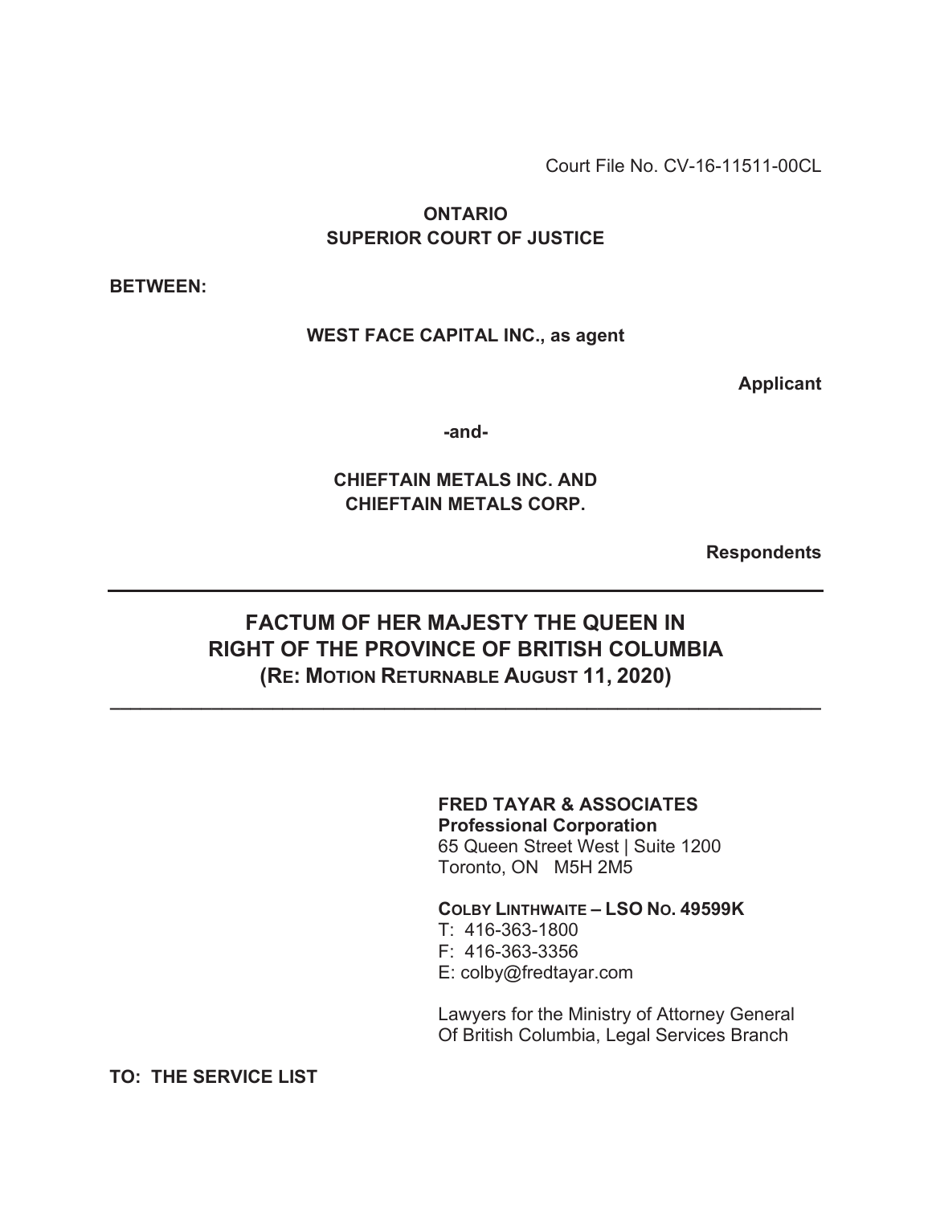Court File No. CV-16-11511-00CL

**ONTARIO**
**SUPERIOR COURT OF JUSTICE**

**BETWEEN:**

**WEST FACE CAPITAL INC., as agent**

**Applicant**

**-and-**

**CHIEFTAIN METALS INC. AND**
**CHIEFTAIN METALS CORP.**

**Respondents**

---

# FACTUM OF HER MAJESTY THE QUEEN IN RIGHT OF THE PROVINCE OF BRITISH COLUMBIA (RE: MOTION RETURNABLE AUGUST 11, 2020)

---

**FRED TAYAR & ASSOCIATES**
**Professional Corporation**
65 Queen Street West | Suite 1200
Toronto, ON M5H 2M5

**COLBY LINTHWAITE – LSO NO. 49599K**
T: 416-363-1800
F: 416-363-3356
E: colby@fredtayar.com

Lawyers for the Ministry of Attorney General
Of British Columbia, Legal Services Branch

**TO: THE SERVICE LIST**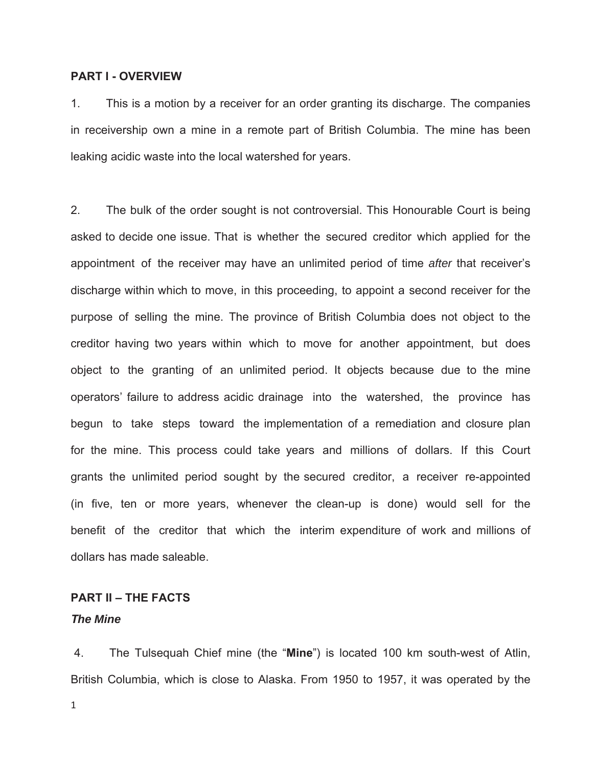## PART I - OVERVIEW

1. This is a motion by a receiver for an order granting its discharge. The companies in receivership own a mine in a remote part of British Columbia. The mine has been leaking acidic waste into the local watershed for years.

2. The bulk of the order sought is not controversial. This Honourable Court is being asked to decide one issue. That is whether the secured creditor which applied for the appointment of the receiver may have an unlimited period of time *after* that receiver's discharge within which to move, in this proceeding, to appoint a second receiver for the purpose of selling the mine. The province of British Columbia does not object to the creditor having two years within which to move for another appointment, but does object to the granting of an unlimited period. It objects because due to the mine operators' failure to address acidic drainage into the watershed, the province has begun to take steps toward the implementation of a remediation and closure plan for the mine. This process could take years and millions of dollars. If this Court grants the unlimited period sought by the secured creditor, a receiver re-appointed (in five, ten or more years, whenever the clean-up is done) would sell for the benefit of the creditor that which the interim expenditure of work and millions of dollars has made saleable.

## PART II – THE FACTS

### *The Mine*

4. The Tulsequah Chief mine (the "**Mine**") is located 100 km south-west of Atlin, British Columbia, which is close to Alaska. From 1950 to 1957, it was operated by the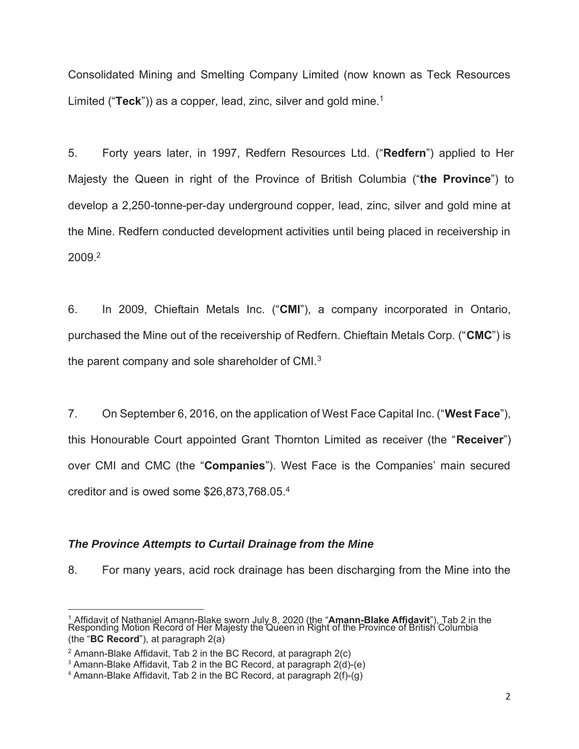Consolidated Mining and Smelting Company Limited (now known as Teck Resources Limited ("**Teck**")) as a copper, lead, zinc, silver and gold mine.[1]

5. Forty years later, in 1997, Redfern Resources Ltd. ("**Redfern**") applied to Her Majesty the Queen in right of the Province of British Columbia ("**the Province**") to develop a 2,250-tonne-per-day underground copper, lead, zinc, silver and gold mine at the Mine. Redfern conducted development activities until being placed in receivership in 2009.[2]

6. In 2009, Chieftain Metals Inc. ("**CMI**"), a company incorporated in Ontario, purchased the Mine out of the receivership of Redfern. Chieftain Metals Corp. ("**CMC**") is the parent company and sole shareholder of CMI.[3]

7. On September 6, 2016, on the application of West Face Capital Inc. ("**West Face**"), this Honourable Court appointed Grant Thornton Limited as receiver (the "**Receiver**") over CMI and CMC (the "**Companies**"). West Face is the Companies' main secured creditor and is owed some $26,873,768.05.[4]

### ***The Province Attempts to Curtail Drainage from the Mine***

8. For many years, acid rock drainage has been discharging from the Mine into the

---

[1] Affidavit of Nathaniel Amann-Blake sworn July 8, 2020 (the "**Amann-Blake Affidavit**"), Tab 2 in the Responding Motion Record of Her Majesty the Queen in Right of the Province of British Columbia (the "**BC Record**"), at paragraph 2(a)

[2] Amann-Blake Affidavit, Tab 2 in the BC Record, at paragraph 2(c)

[3] Amann-Blake Affidavit, Tab 2 in the BC Record, at paragraph 2(d)-(e)

[4] Amann-Blake Affidavit, Tab 2 in the BC Record, at paragraph 2(f)-(g)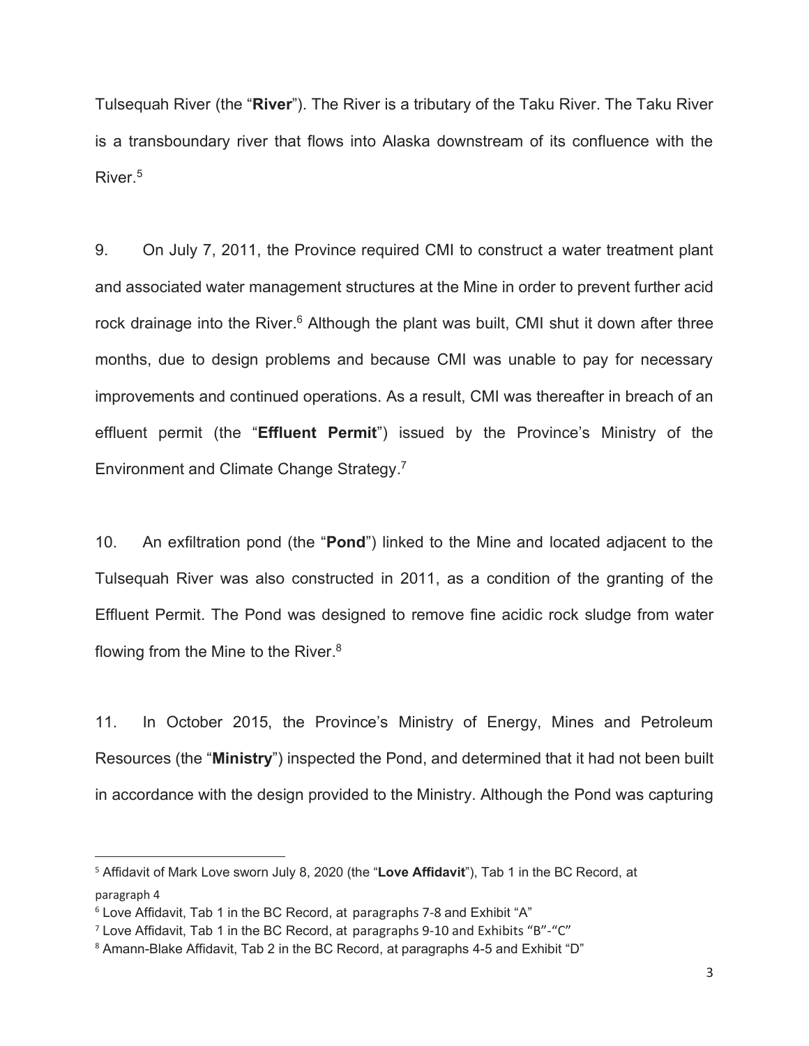Tulsequah River (the "**River**"). The River is a tributary of the Taku River. The Taku River is a transboundary river that flows into Alaska downstream of its confluence with the River.[5]

9. On July 7, 2011, the Province required CMI to construct a water treatment plant and associated water management structures at the Mine in order to prevent further acid rock drainage into the River.[6] Although the plant was built, CMI shut it down after three months, due to design problems and because CMI was unable to pay for necessary improvements and continued operations. As a result, CMI was thereafter in breach of an effluent permit (the "**Effluent Permit**") issued by the Province's Ministry of the Environment and Climate Change Strategy.[7]

10. An exfiltration pond (the "**Pond**") linked to the Mine and located adjacent to the Tulsequah River was also constructed in 2011, as a condition of the granting of the Effluent Permit. The Pond was designed to remove fine acidic rock sludge from water flowing from the Mine to the River.[8]

11. In October 2015, the Province's Ministry of Energy, Mines and Petroleum Resources (the "**Ministry**") inspected the Pond, and determined that it had not been built in accordance with the design provided to the Ministry. Although the Pond was capturing

---

[5] Affidavit of Mark Love sworn July 8, 2020 (the "**Love Affidavit**"), Tab 1 in the BC Record, at paragraph 4

[6] Love Affidavit, Tab 1 in the BC Record, at paragraphs 7-8 and Exhibit "A"

[7] Love Affidavit, Tab 1 in the BC Record, at paragraphs 9-10 and Exhibits "B"-"C"

[8] Amann-Blake Affidavit, Tab 2 in the BC Record, at paragraphs 4-5 and Exhibit "D"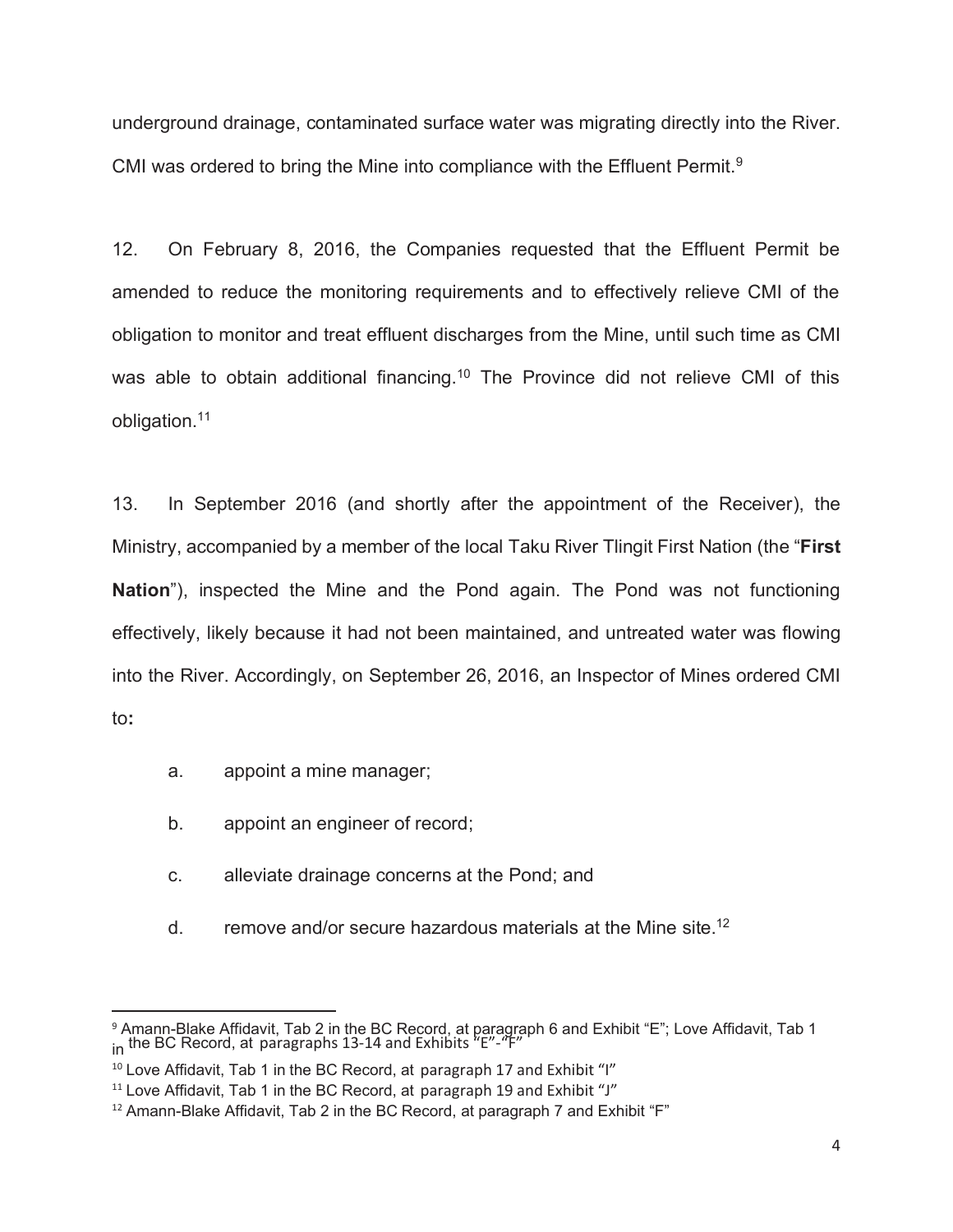underground drainage, contaminated surface water was migrating directly into the River. CMI was ordered to bring the Mine into compliance with the Effluent Permit.[9]

12. On February 8, 2016, the Companies requested that the Effluent Permit be amended to reduce the monitoring requirements and to effectively relieve CMI of the obligation to monitor and treat effluent discharges from the Mine, until such time as CMI was able to obtain additional financing.[10] The Province did not relieve CMI of this obligation.[11]

13. In September 2016 (and shortly after the appointment of the Receiver), the Ministry, accompanied by a member of the local Taku River Tlingit First Nation (the "**First Nation**"), inspected the Mine and the Pond again. The Pond was not functioning effectively, likely because it had not been maintained, and untreated water was flowing into the River. Accordingly, on September 26, 2016, an Inspector of Mines ordered CMI to**:**

a. appoint a mine manager;

b. appoint an engineer of record;

c. alleviate drainage concerns at the Pond; and

d. remove and/or secure hazardous materials at the Mine site.[12]

---

[9] Amann-Blake Affidavit, Tab 2 in the BC Record, at paragraph 6 and Exhibit "E"; Love Affidavit, Tab 1 in the BC Record, at paragraphs 13-14 and Exhibits "E"-"F"

[10] Love Affidavit, Tab 1 in the BC Record, at paragraph 17 and Exhibit "I"

[11] Love Affidavit, Tab 1 in the BC Record, at paragraph 19 and Exhibit "J"

[12] Amann-Blake Affidavit, Tab 2 in the BC Record, at paragraph 7 and Exhibit "F"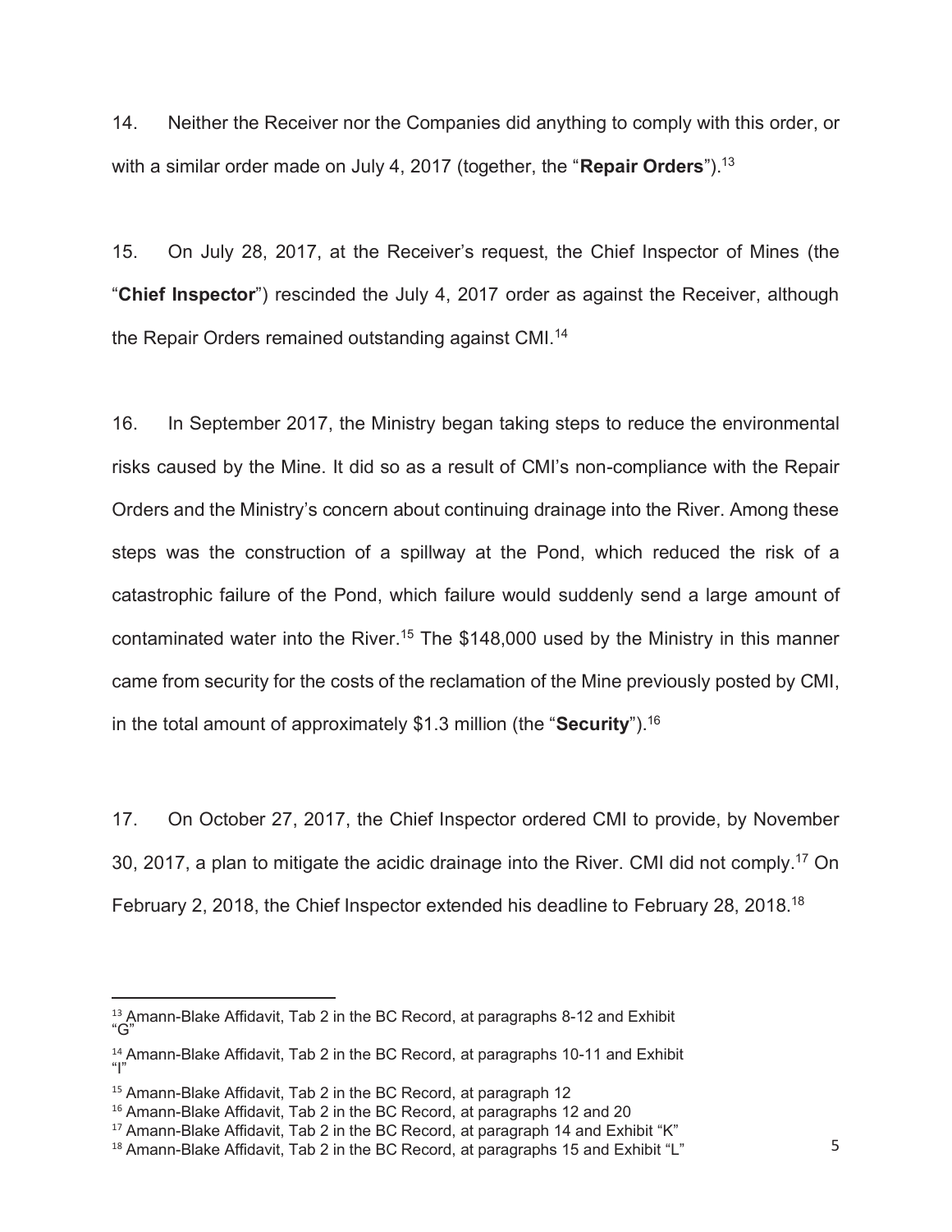14. Neither the Receiver nor the Companies did anything to comply with this order, or with a similar order made on July 4, 2017 (together, the "**Repair Orders**").[13]

15. On July 28, 2017, at the Receiver's request, the Chief Inspector of Mines (the "**Chief Inspector**") rescinded the July 4, 2017 order as against the Receiver, although the Repair Orders remained outstanding against CMI.[14]

16. In September 2017, the Ministry began taking steps to reduce the environmental risks caused by the Mine. It did so as a result of CMI's non-compliance with the Repair Orders and the Ministry's concern about continuing drainage into the River. Among these steps was the construction of a spillway at the Pond, which reduced the risk of a catastrophic failure of the Pond, which failure would suddenly send a large amount of contaminated water into the River.[15] The $148,000 used by the Ministry in this manner came from security for the costs of the reclamation of the Mine previously posted by CMI, in the total amount of approximately $1.3 million (the "**Security**").[16]

17. On October 27, 2017, the Chief Inspector ordered CMI to provide, by November 30, 2017, a plan to mitigate the acidic drainage into the River. CMI did not comply.[17] On February 2, 2018, the Chief Inspector extended his deadline to February 28, 2018.[18]

---

[13] Amann-Blake Affidavit, Tab 2 in the BC Record, at paragraphs 8-12 and Exhibit "G"

[14] Amann-Blake Affidavit, Tab 2 in the BC Record, at paragraphs 10-11 and Exhibit "I"

[15] Amann-Blake Affidavit, Tab 2 in the BC Record, at paragraph 12

[16] Amann-Blake Affidavit, Tab 2 in the BC Record, at paragraphs 12 and 20

[17] Amann-Blake Affidavit, Tab 2 in the BC Record, at paragraph 14 and Exhibit "K"

[18] Amann-Blake Affidavit, Tab 2 in the BC Record, at paragraphs 15 and Exhibit "L"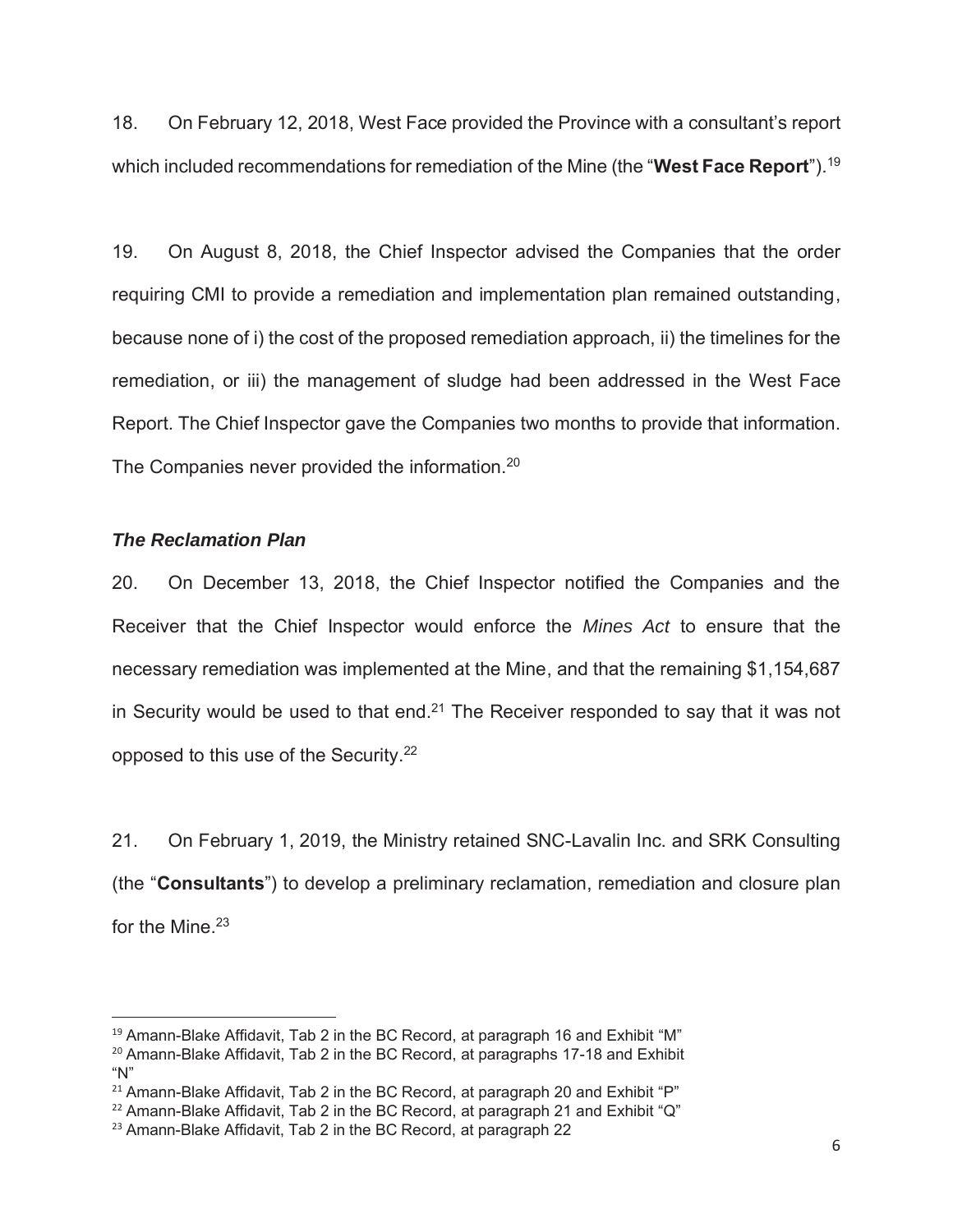18. On February 12, 2018, West Face provided the Province with a consultant's report which included recommendations for remediation of the Mine (the "**West Face Report**").[19]

19. On August 8, 2018, the Chief Inspector advised the Companies that the order requiring CMI to provide a remediation and implementation plan remained outstanding, because none of i) the cost of the proposed remediation approach, ii) the timelines for the remediation, or iii) the management of sludge had been addressed in the West Face Report. The Chief Inspector gave the Companies two months to provide that information. The Companies never provided the information.[20]

### *The Reclamation Plan*

20. On December 13, 2018, the Chief Inspector notified the Companies and the Receiver that the Chief Inspector would enforce the *Mines Act* to ensure that the necessary remediation was implemented at the Mine, and that the remaining $1,154,687 in Security would be used to that end.[21] The Receiver responded to say that it was not opposed to this use of the Security.[22]

21. On February 1, 2019, the Ministry retained SNC-Lavalin Inc. and SRK Consulting (the "**Consultants**") to develop a preliminary reclamation, remediation and closure plan for the Mine.[23]

---

[19] Amann-Blake Affidavit, Tab 2 in the BC Record, at paragraph 16 and Exhibit "M"

[20] Amann-Blake Affidavit, Tab 2 in the BC Record, at paragraphs 17-18 and Exhibit "N"

[21] Amann-Blake Affidavit, Tab 2 in the BC Record, at paragraph 20 and Exhibit "P"

[22] Amann-Blake Affidavit, Tab 2 in the BC Record, at paragraph 21 and Exhibit "Q"

[23] Amann-Blake Affidavit, Tab 2 in the BC Record, at paragraph 22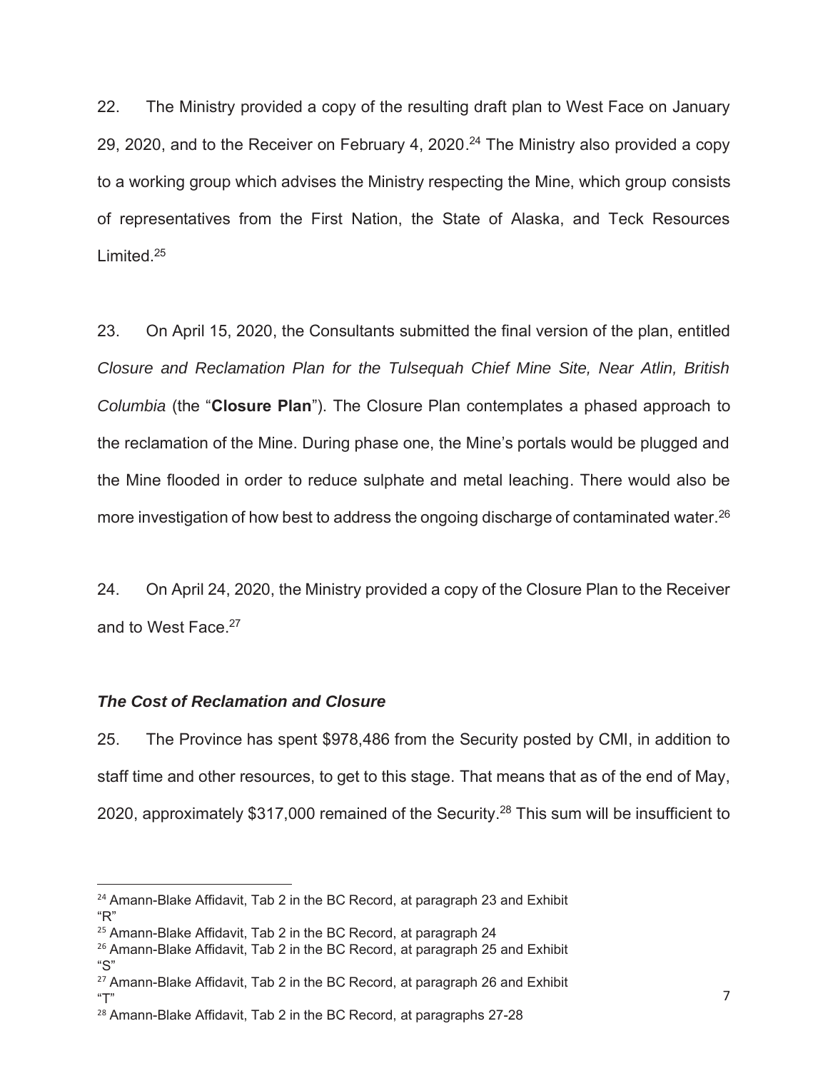22. The Ministry provided a copy of the resulting draft plan to West Face on January 29, 2020, and to the Receiver on February 4, 2020.[24] The Ministry also provided a copy to a working group which advises the Ministry respecting the Mine, which group consists of representatives from the First Nation, the State of Alaska, and Teck Resources Limited.[25]

23. On April 15, 2020, the Consultants submitted the final version of the plan, entitled *Closure and Reclamation Plan for the Tulsequah Chief Mine Site, Near Atlin, British Columbia* (the "**Closure Plan**"). The Closure Plan contemplates a phased approach to the reclamation of the Mine. During phase one, the Mine's portals would be plugged and the Mine flooded in order to reduce sulphate and metal leaching. There would also be more investigation of how best to address the ongoing discharge of contaminated water.[26]

24. On April 24, 2020, the Ministry provided a copy of the Closure Plan to the Receiver and to West Face.[27]

### *The Cost of Reclamation and Closure*

25. The Province has spent $978,486 from the Security posted by CMI, in addition to staff time and other resources, to get to this stage. That means that as of the end of May, 2020, approximately $317,000 remained of the Security.[28] This sum will be insufficient to

---

[24] Amann-Blake Affidavit, Tab 2 in the BC Record, at paragraph 23 and Exhibit "R"

[25] Amann-Blake Affidavit, Tab 2 in the BC Record, at paragraph 24

[26] Amann-Blake Affidavit, Tab 2 in the BC Record, at paragraph 25 and Exhibit "S"

[27] Amann-Blake Affidavit, Tab 2 in the BC Record, at paragraph 26 and Exhibit "T"

[28] Amann-Blake Affidavit, Tab 2 in the BC Record, at paragraphs 27-28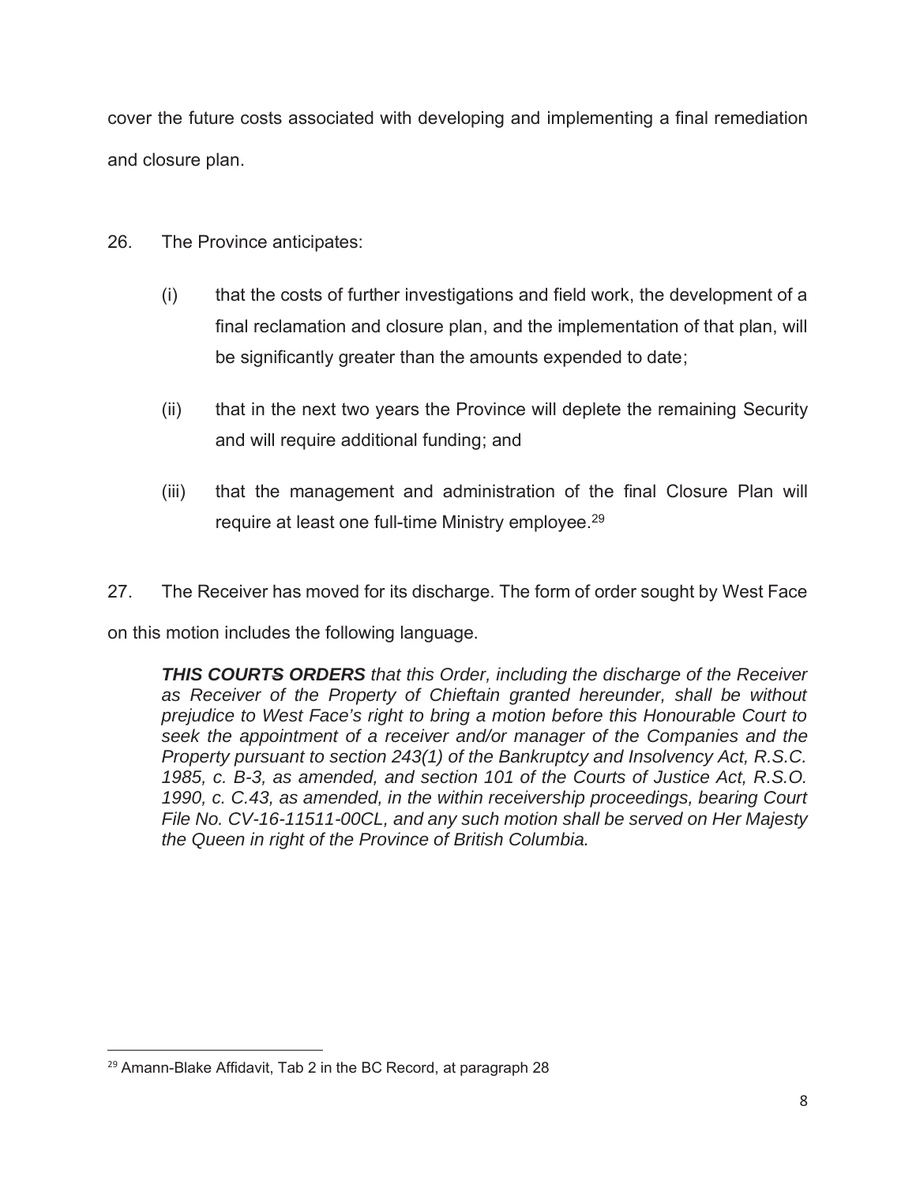cover the future costs associated with developing and implementing a final remediation and closure plan.

26. The Province anticipates:

(i) that the costs of further investigations and field work, the development of a final reclamation and closure plan, and the implementation of that plan, will be significantly greater than the amounts expended to date;

(ii) that in the next two years the Province will deplete the remaining Security and will require additional funding; and

(iii) that the management and administration of the final Closure Plan will require at least one full-time Ministry employee.[29]

27. The Receiver has moved for its discharge. The form of order sought by West Face on this motion includes the following language.

> ***THIS COURTS ORDERS*** *that this Order, including the discharge of the Receiver as Receiver of the Property of Chieftain granted hereunder, shall be without prejudice to West Face's right to bring a motion before this Honourable Court to seek the appointment of a receiver and/or manager of the Companies and the Property pursuant to section 243(1) of the Bankruptcy and Insolvency Act, R.S.C. 1985, c. B-3, as amended, and section 101 of the Courts of Justice Act, R.S.O. 1990, c. C.43, as amended, in the within receivership proceedings, bearing Court File No. CV-16-11511-00CL, and any such motion shall be served on Her Majesty the Queen in right of the Province of British Columbia.*

---

[29] Amann-Blake Affidavit, Tab 2 in the BC Record, at paragraph 28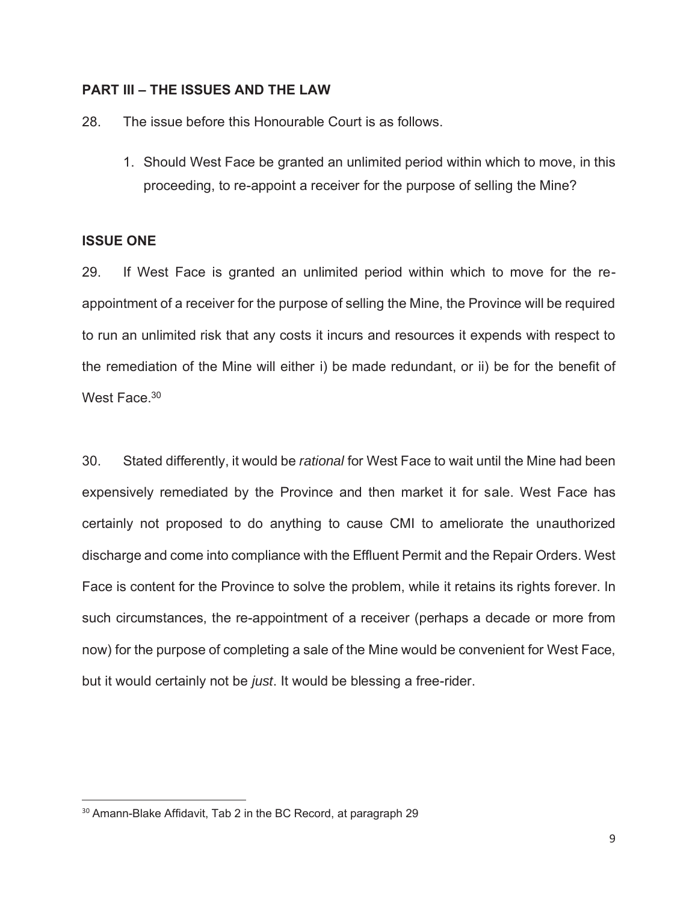## PART III – THE ISSUES AND THE LAW

28. The issue before this Honourable Court is as follows.

1. Should West Face be granted an unlimited period within which to move, in this proceeding, to re-appoint a receiver for the purpose of selling the Mine?

## ISSUE ONE

29. If West Face is granted an unlimited period within which to move for the re-appointment of a receiver for the purpose of selling the Mine, the Province will be required to run an unlimited risk that any costs it incurs and resources it expends with respect to the remediation of the Mine will either i) be made redundant, or ii) be for the benefit of West Face.[30]

30. Stated differently, it would be *rational* for West Face to wait until the Mine had been expensively remediated by the Province and then market it for sale. West Face has certainly not proposed to do anything to cause CMI to ameliorate the unauthorized discharge and come into compliance with the Effluent Permit and the Repair Orders. West Face is content for the Province to solve the problem, while it retains its rights forever. In such circumstances, the re-appointment of a receiver (perhaps a decade or more from now) for the purpose of completing a sale of the Mine would be convenient for West Face, but it would certainly not be *just*. It would be blessing a free-rider.

---

[30] Amann-Blake Affidavit, Tab 2 in the BC Record, at paragraph 29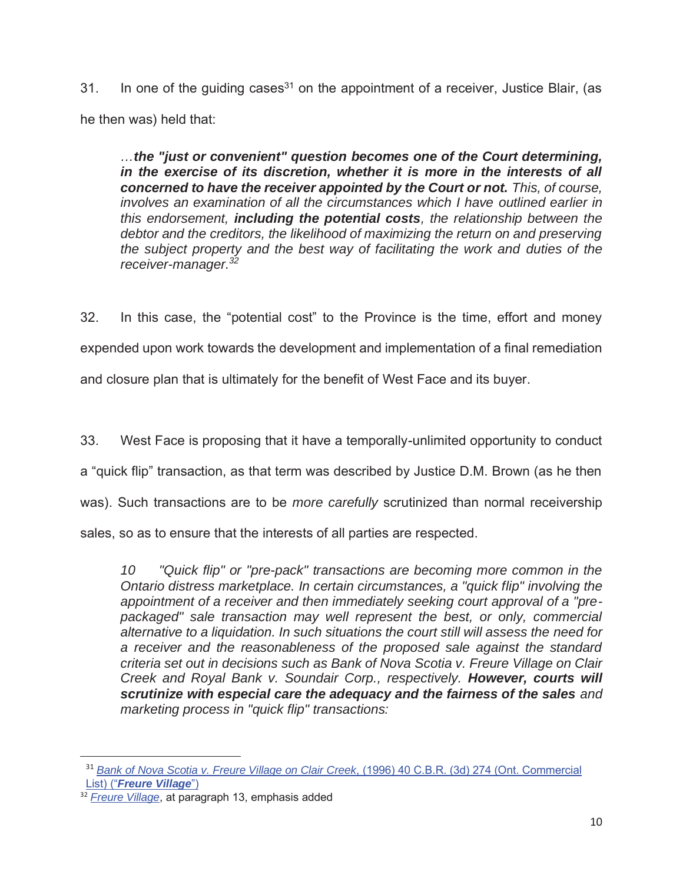31. In one of the guiding cases[31] on the appointment of a receiver, Justice Blair, (as he then was) held that:

> *…**the "just or convenient" question becomes one of the Court determining, in the exercise of its discretion, whether it is more in the interests of all concerned to have the receiver appointed by the Court or not.** This, of course, involves an examination of all the circumstances which I have outlined earlier in this endorsement, **including the potential costs**, the relationship between the debtor and the creditors, the likelihood of maximizing the return on and preserving the subject property and the best way of facilitating the work and duties of the receiver-manager.*[32]

32. In this case, the "potential cost" to the Province is the time, effort and money expended upon work towards the development and implementation of a final remediation and closure plan that is ultimately for the benefit of West Face and its buyer.

33. West Face is proposing that it have a temporally-unlimited opportunity to conduct a "quick flip" transaction, as that term was described by Justice D.M. Brown (as he then was). Such transactions are to be *more carefully* scrutinized than normal receivership sales, so as to ensure that the interests of all parties are respected.

> *10 "Quick flip" or "pre-pack" transactions are becoming more common in the Ontario distress marketplace. In certain circumstances, a "quick flip" involving the appointment of a receiver and then immediately seeking court approval of a "pre-packaged" sale transaction may well represent the best, or only, commercial alternative to a liquidation. In such situations the court still will assess the need for a receiver and the reasonableness of the proposed sale against the standard criteria set out in decisions such as Bank of Nova Scotia v. Freure Village on Clair Creek and Royal Bank v. Soundair Corp., respectively. **However, courts will scrutinize with especial care the adequacy and the fairness of the sales** and marketing process in "quick flip" transactions:*

---

[31] *Bank of Nova Scotia v. Freure Village on Clair Creek*, (1996) 40 C.B.R. (3d) 274 (Ont. Commercial List) ("***Freure Village***")

[32] *Freure Village*, at paragraph 13, emphasis added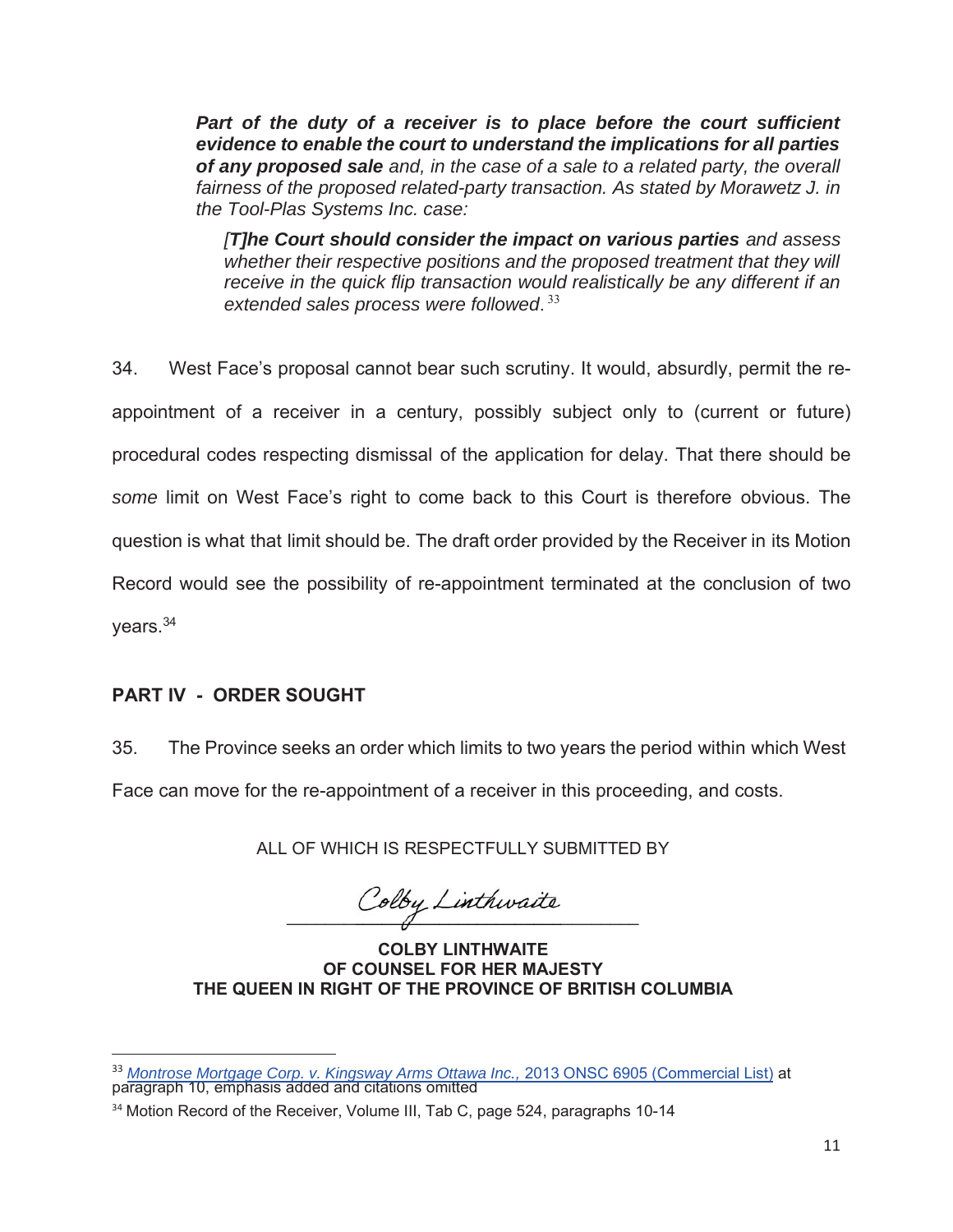> ***Part of the duty of a receiver is to place before the court sufficient evidence to enable the court to understand the implications for all parties of any proposed sale*** *and, in the case of a sale to a related party, the overall fairness of the proposed related-party transaction. As stated by Morawetz J. in the Tool-Plas Systems Inc. case:*
>
> > *[****T****]****he Court should consider the impact on various parties*** *and assess whether their respective positions and the proposed treatment that they will receive in the quick flip transaction would realistically be any different if an extended sales process were followed.*[33]

34. West Face's proposal cannot bear such scrutiny. It would, absurdly, permit the re-appointment of a receiver in a century, possibly subject only to (current or future) procedural codes respecting dismissal of the application for delay. That there should be *some* limit on West Face's right to come back to this Court is therefore obvious. The question is what that limit should be. The draft order provided by the Receiver in its Motion Record would see the possibility of re-appointment terminated at the conclusion of two years.[34]

## PART IV - ORDER SOUGHT

35. The Province seeks an order which limits to two years the period within which West Face can move for the re-appointment of a receiver in this proceeding, and costs.

ALL OF WHICH IS RESPECTFULLY SUBMITTED BY

*Colby Linthwaite*

**COLBY LINTHWAITE**
**OF COUNSEL FOR HER MAJESTY**
**THE QUEEN IN RIGHT OF THE PROVINCE OF BRITISH COLUMBIA**

---

[33] *Montrose Mortgage Corp. v. Kingsway Arms Ottawa Inc.*, 2013 ONSC 6905 (Commercial List) at paragraph 10, emphasis added and citations omitted

[34] Motion Record of the Receiver, Volume III, Tab C, page 524, paragraphs 10-14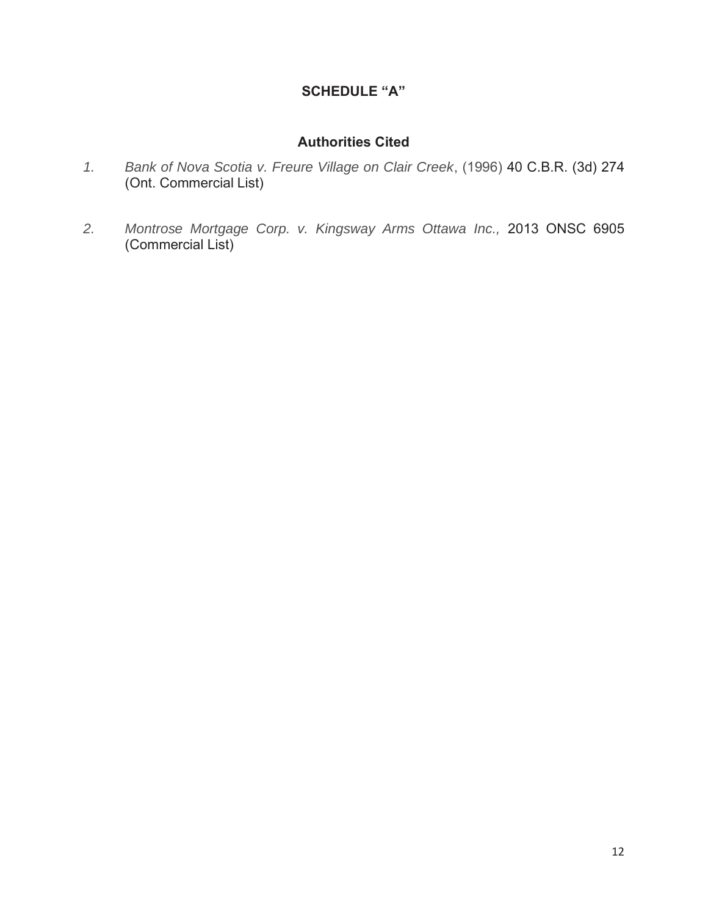# SCHEDULE "A"

## Authorities Cited

1. *Bank of Nova Scotia v. Freure Village on Clair Creek*, (1996) 40 C.B.R. (3d) 274 (Ont. Commercial List)

2. *Montrose Mortgage Corp. v. Kingsway Arms Ottawa Inc.,* 2013 ONSC 6905 (Commercial List)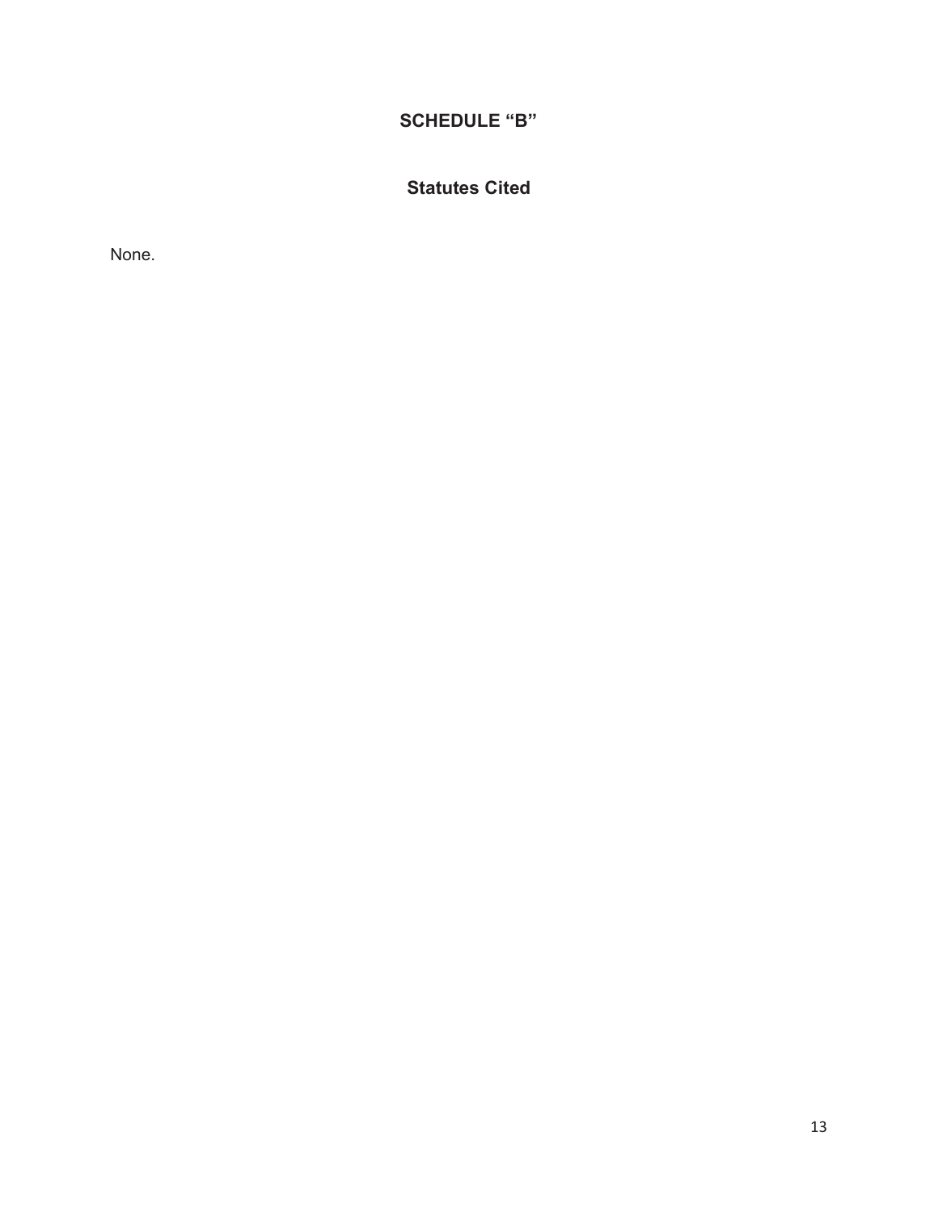# SCHEDULE "B"

## Statutes Cited

None.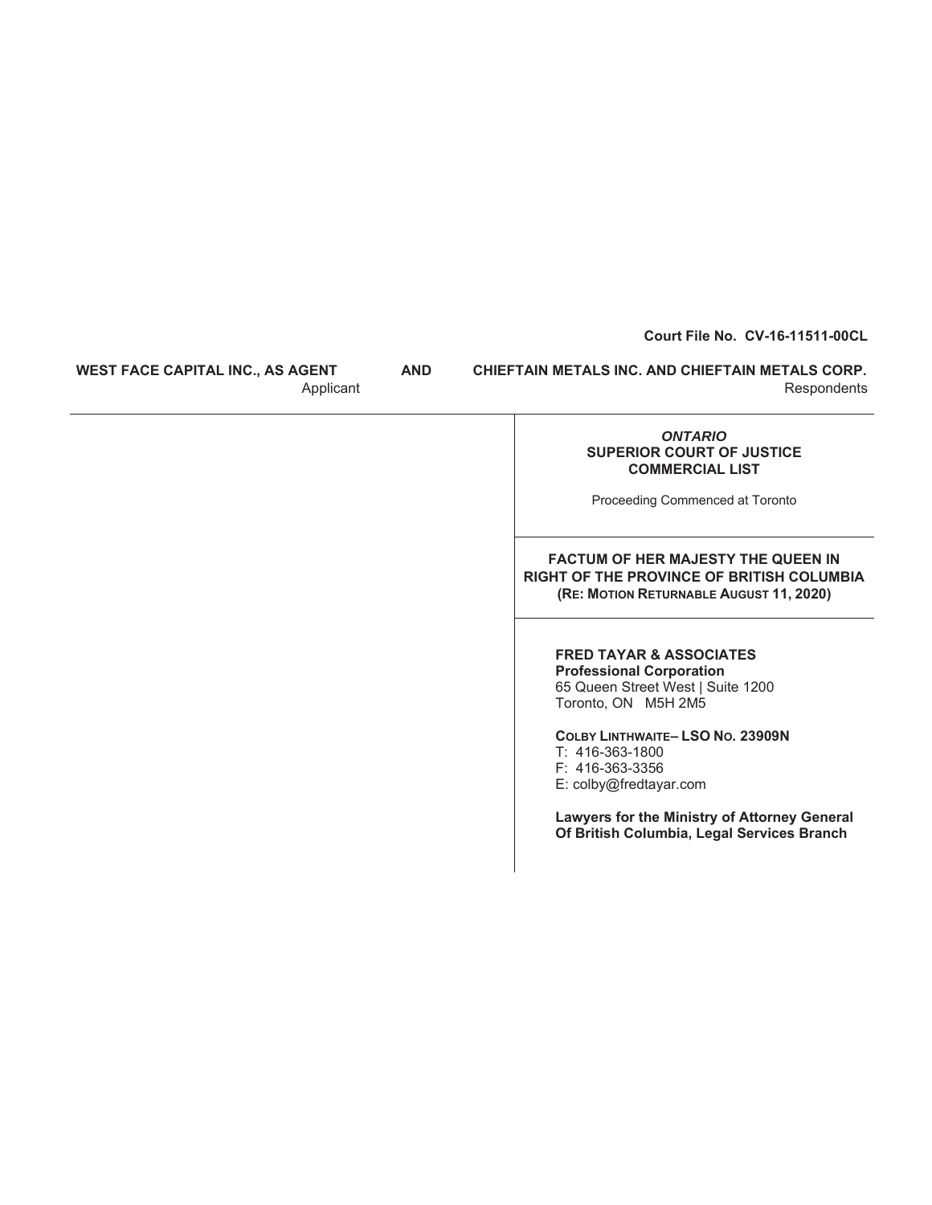Court File No. CV-16-11511-00CL

**WEST FACE CAPITAL INC., AS AGENT** Applicant **AND** **CHIEFTAIN METALS INC. AND CHIEFTAIN METALS CORP.** Respondents

***ONTARIO***
**SUPERIOR COURT OF JUSTICE**
**COMMERCIAL LIST**

Proceeding Commenced at Toronto

**FACTUM OF HER MAJESTY THE QUEEN IN RIGHT OF THE PROVINCE OF BRITISH COLUMBIA**
**(RE: MOTION RETURNABLE AUGUST 11, 2020)**

**FRED TAYAR & ASSOCIATES**
**Professional Corporation**
65 Queen Street West | Suite 1200
Toronto, ON M5H 2M5

**COLBY LINTHWAITE– LSO NO. 23909N**
T: 416-363-1800
F: 416-363-3356
E: colby@fredtayar.com

**Lawyers for the Ministry of Attorney General Of British Columbia, Legal Services Branch**